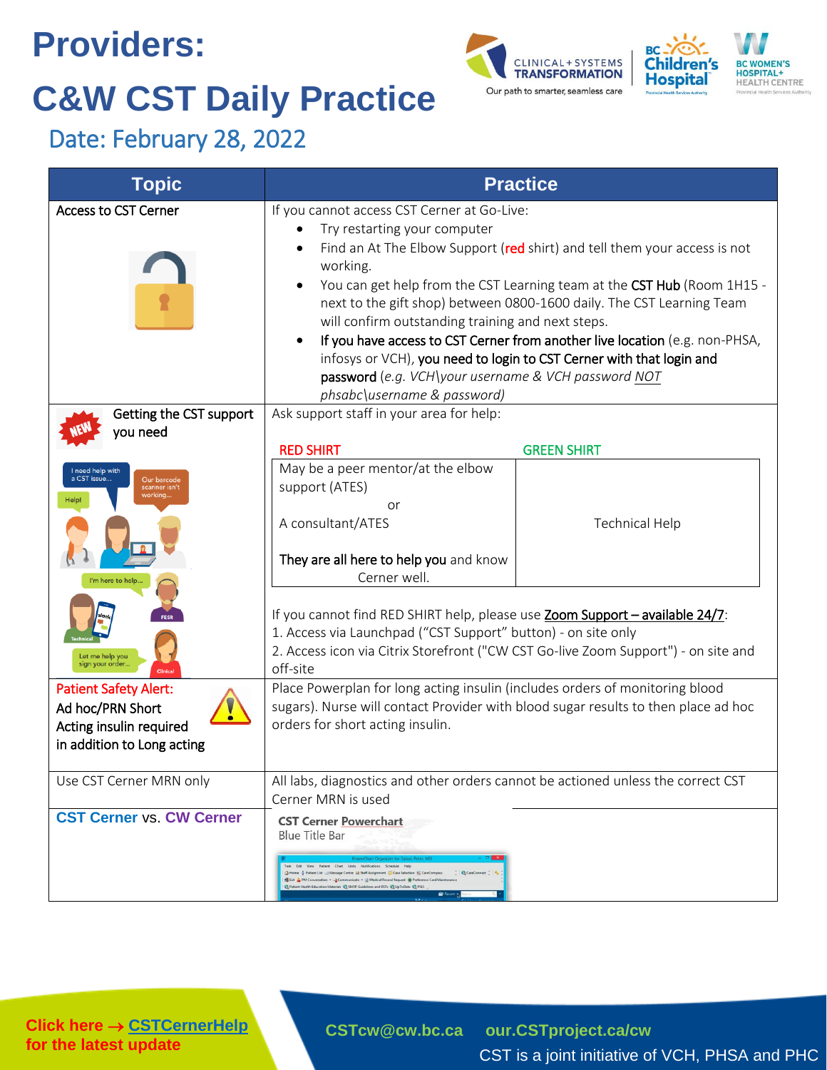# Providers:

# C&W CST Daily Practice

## Date: February 28, 2022

| Topic | Practice |
|---|---|
| Access to CST Cerner | If you cannot access CST Cerner at Go-Live:<br>• Try restarting your computer<br>• Find an At The Elbow Support (red shirt) and tell them your access is not working.<br>• You can get help from the CST Learning team at the **CST Hub** (Room 1H15 - next to the gift shop) between 0800-1600 daily. The CST Learning Team will confirm outstanding training and next steps.<br>• **If you have access to CST Cerner from another live location** (e.g. non-PHSA, infosys or VCH), **you need to login to CST Cerner with that login and password** (*e.g. VCH\your username & VCH password* ***NOT*** *phsabc\username & password)* |
| NEW Getting the CST support you need | Ask support staff in your area for help:<br><br>**RED SHIRT**: May be a peer mentor/at the elbow support (ATES) or A consultant/ATES. **They are all here to help you** and know Cerner well.<br><br>**GREEN SHIRT**: Technical Help<br><br>If you cannot find RED SHIRT help, please use **Zoom Support – available 24/7**:<br>1. Access via Launchpad ("CST Support" button) - on site only<br>2. Access icon via Citrix Storefront ("CW CST Go-live Zoom Support") - on site and off-site |
| **Patient Safety Alert:** Ad hoc/PRN Short Acting insulin required in addition to Long acting | Place Powerplan for long acting insulin (includes orders of monitoring blood sugars). Nurse will contact Provider with blood sugar results to then place ad hoc orders for short acting insulin. |
| Use CST Cerner MRN only | All labs, diagnostics and other orders cannot be actioned unless the correct CST Cerner MRN is used |
| **CST Cerner** vs. **CW Cerner** | **CST Cerner Powerchart**<br>Blue Title Bar |

**Click here → CSTCernerHelp for the latest update**

CSTcw@cw.bc.ca our.CSTproject.ca/cw

CST is a joint initiative of VCH, PHSA and PHC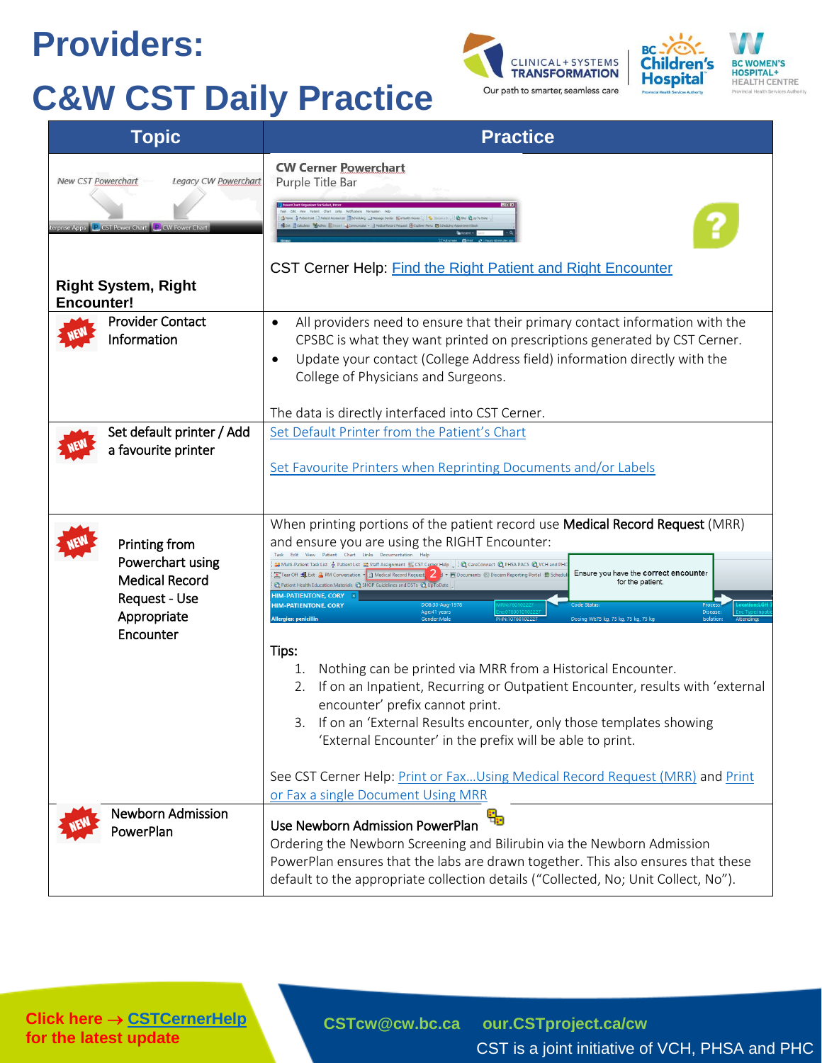# Providers:

# C&W CST Daily Practice

| Topic | Practice |
| --- | --- |
| New CST Powerchart / Legacy CW Powerchart<br><br>**Right System, Right Encounter!** | **CW Cerner Powerchart**<br>Purple Title Bar<br><br>CST Cerner Help: Find the Right Patient and Right Encounter |
| NEW Provider Contact Information | • All providers need to ensure that their primary contact information with the CPSBC is what they want printed on prescriptions generated by CST Cerner.<br>• Update your contact (College Address field) information directly with the College of Physicians and Surgeons.<br><br>The data is directly interfaced into CST Cerner. |
| NEW Set default printer / Add a favourite printer | Set Default Printer from the Patient's Chart<br><br>Set Favourite Printers when Reprinting Documents and/or Labels |
| NEW Printing from Powerchart using Medical Record Request - Use Appropriate Encounter | When printing portions of the patient record use **Medical Record Request** (MRR) and ensure you are using the RIGHT Encounter:<br><br>Ensure you have the **correct encounter** for the patient.<br><br>Tips:<br>1. Nothing can be printed via MRR from a Historical Encounter.<br>2. If on an Inpatient, Recurring or Outpatient Encounter, results with 'external encounter' prefix cannot print.<br>3. If on an 'External Results encounter, only those templates showing 'External Encounter' in the prefix will be able to print.<br><br>See CST Cerner Help: Print or Fax...Using Medical Record Request (MRR) and Print or Fax a single Document Using MRR |
| NEW Newborn Admission PowerPlan | Use Newborn Admission PowerPlan<br>Ordering the Newborn Screening and Bilirubin via the Newborn Admission PowerPlan ensures that the labs are drawn together. This also ensures that these default to the appropriate collection details ("Collected, No; Unit Collect, No"). |

Click here → CSTCernerHelp for the latest update

CSTcw@cw.bc.ca our.CSTproject.ca/cw

CST is a joint initiative of VCH, PHSA and PHC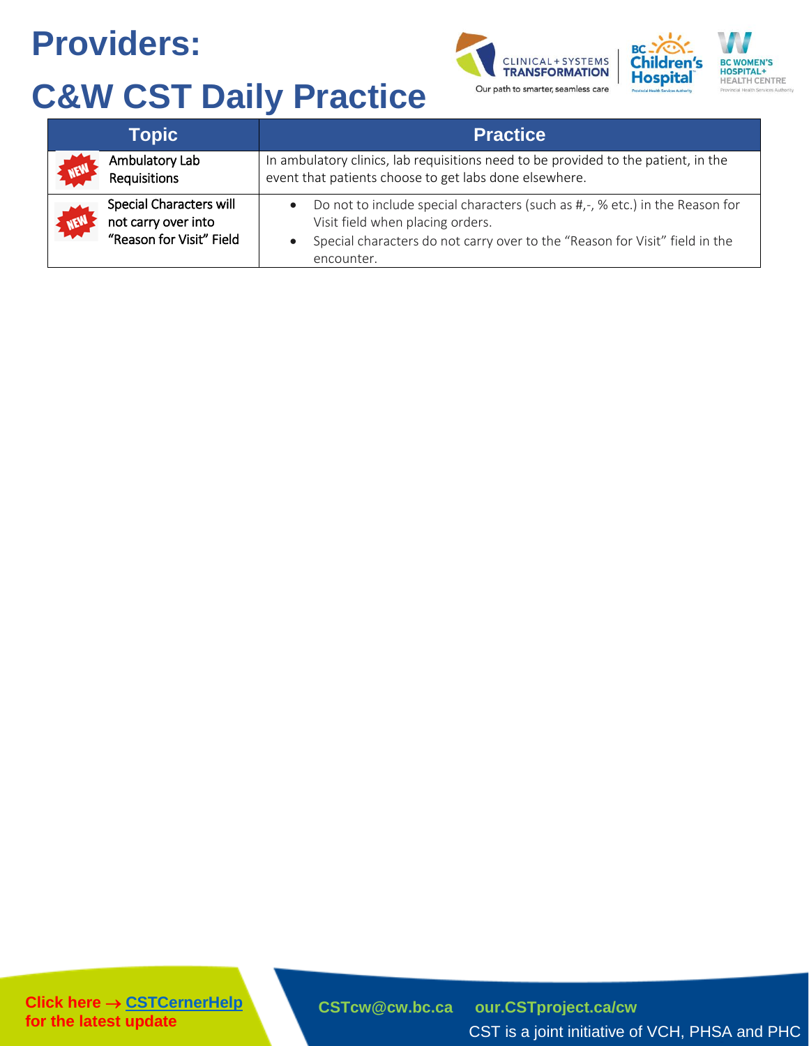# Providers:

# C&W CST Daily Practice

| Topic | Practice |
|---|---|
| NEW Ambulatory Lab Requisitions | In ambulatory clinics, lab requisitions need to be provided to the patient, in the event that patients choose to get labs done elsewhere. |
| NEW Special Characters will not carry over into "Reason for Visit" Field | • Do not to include special characters (such as #,-, % etc.) in the Reason for Visit field when placing orders. • Special characters do not carry over to the "Reason for Visit" field in the encounter. |

Click here → CSTCernerHelp for the latest update

CSTcw@cw.bc.ca our.CSTproject.ca/cw

CST is a joint initiative of VCH, PHSA and PHC